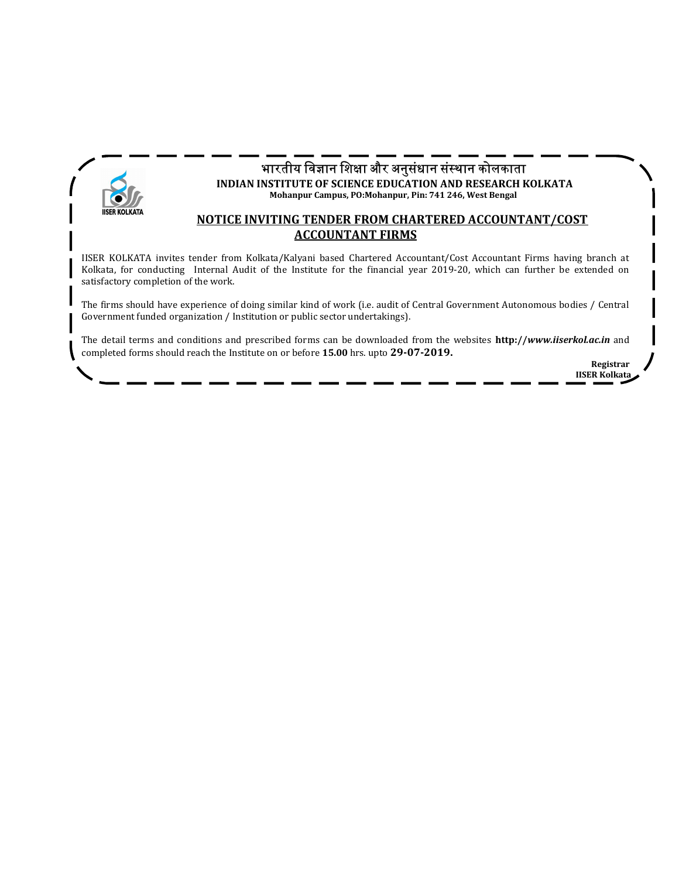भारतीय विज्ञान शिक्षा और अनुसंधान संस्थान कोलकाता

**INDIAN INSTITUTE OF SCIENCE EDUCATION AND RESEARCH KOLKATA**

**Mohanpur Campus, PO:Mohanpur, Pin: 741 246, West Bengal**

## NOTICE INVITING TENDER FROM CHARTERED ACCOUNTANT/COST ACCOUNTANT FIRMS

IISER KOLKATA invites tender from Kolkata/Kalyani based Chartered Accountant/Cost Accountant Firms having branch at Kolkata, for conducting Internal Audit of the Institute for the financial year 2019-20, which can further be extended on satisfactory completion of the work.

The firms should have experience of doing similar kind of work (i.e. audit of Central Government Autonomous bodies / Central Government funded organization / Institution or public sector undertakings).

The detail terms and conditions and prescribed forms can be downloaded from the websites **http://*www.iiserkol.ac.in*** and completed forms should reach the Institute on or before **15.00** hrs. upto **29-07-2019.**

**Registrar**
**IISER Kolkata**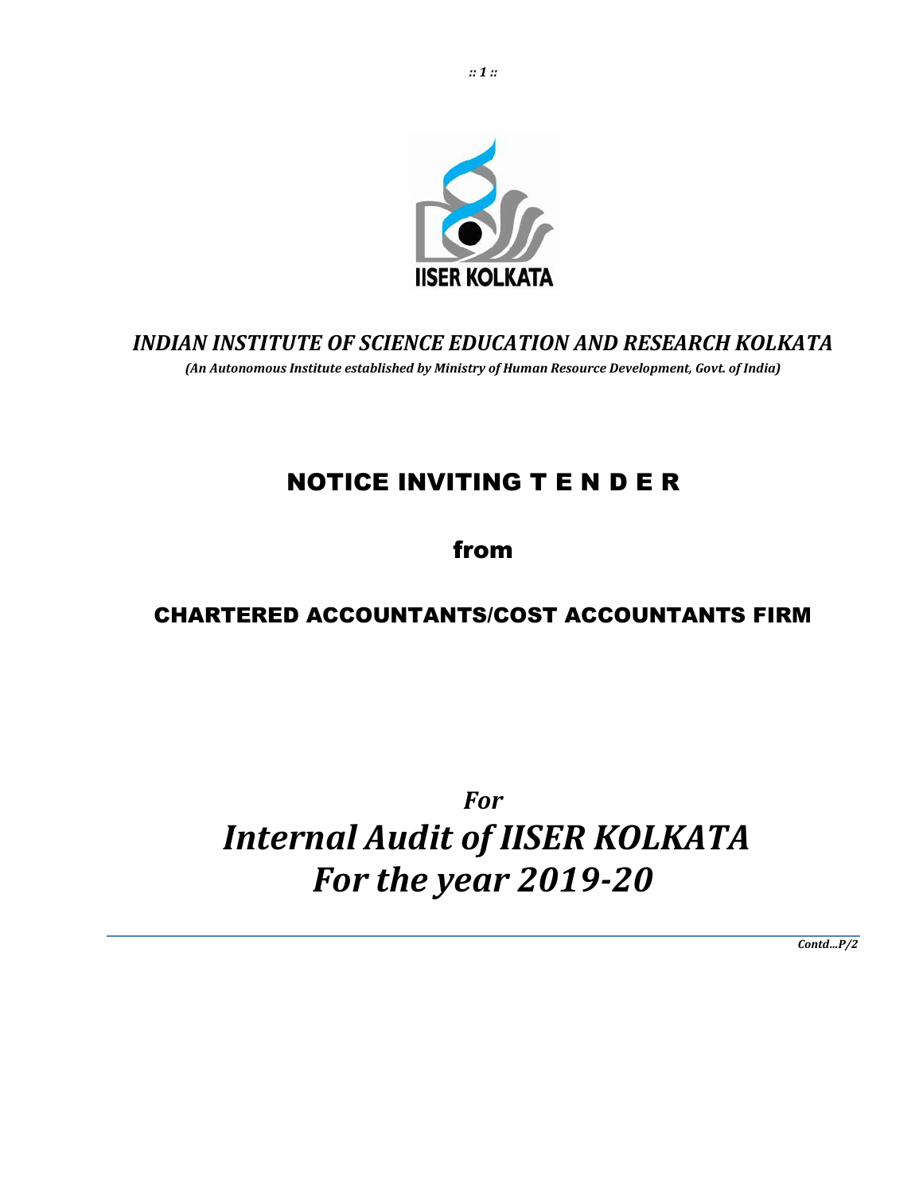# INDIAN INSTITUTE OF SCIENCE EDUCATION AND RESEARCH KOLKATA

***(An Autonomous Institute established by Ministry of Human Resource Development, Govt. of India)***

# NOTICE INVITING T E N D E R

## from

## CHARTERED ACCOUNTANTS/COST ACCOUNTANTS FIRM

## *For*

# *Internal Audit of IISER KOLKATA For the year 2019-20*

***Contd…P/2***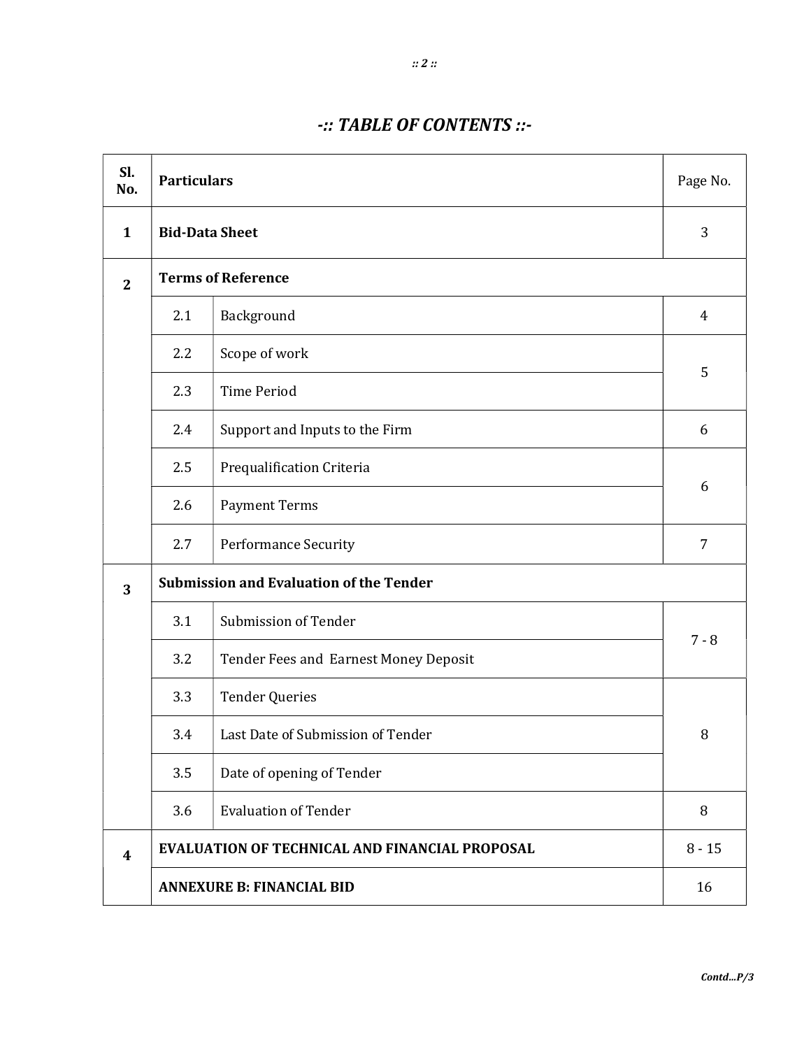# -:: TABLE OF CONTENTS ::-

| Sl. No. | Particulars | | Page No. |
|---|---|---|---|
| **1** | **Bid-Data Sheet** | | 3 |
| **2** | **Terms of Reference** | | |
| | 2.1 | Background | 4 |
| | 2.2 | Scope of work | 5 |
| | 2.3 | Time Period | |
| | 2.4 | Support and Inputs to the Firm | 6 |
| | 2.5 | Prequalification Criteria | 6 |
| | 2.6 | Payment Terms | |
| | 2.7 | Performance Security | 7 |
| **3** | **Submission and Evaluation of the Tender** | | |
| | 3.1 | Submission of Tender | 7 - 8 |
| | 3.2 | Tender Fees and Earnest Money Deposit | |
| | 3.3 | Tender Queries | 8 |
| | 3.4 | Last Date of Submission of Tender | |
| | 3.5 | Date of opening of Tender | |
| | 3.6 | Evaluation of Tender | 8 |
| **4** | **EVALUATION OF TECHNICAL AND FINANCIAL PROPOSAL** | | 8 - 15 |
| | **ANNEXURE B: FINANCIAL BID** | | 16 |

*Contd...P/3*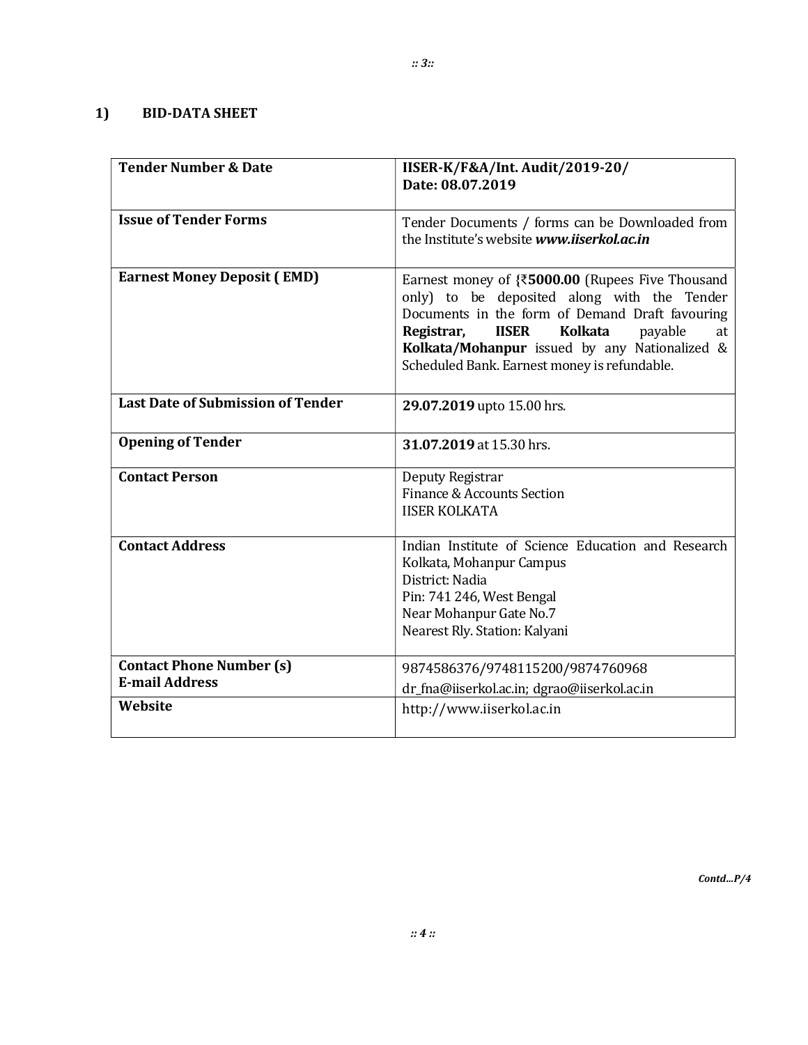## 1) BID-DATA SHEET

| | |
|---|---|
| **Tender Number & Date** | **IISER-K/F&A/Int. Audit/2019-20/ Date: 08.07.2019** |
| **Issue of Tender Forms** | Tender Documents / forms can be Downloaded from the Institute's website ***www.iiserkol.ac.in*** |
| **Earnest Money Deposit ( EMD)** | Earnest money of {₹**5000.00** (Rupees Five Thousand only) to be deposited along with the Tender Documents in the form of Demand Draft favouring **Registrar, IISER Kolkata** payable at **Kolkata/Mohanpur** issued by any Nationalized & Scheduled Bank. Earnest money is refundable. |
| **Last Date of Submission of Tender** | **29.07.2019** upto 15.00 hrs. |
| **Opening of Tender** | **31.07.2019** at 15.30 hrs. |
| **Contact Person** | Deputy Registrar<br>Finance & Accounts Section<br>IISER KOLKATA |
| **Contact Address** | Indian Institute of Science Education and Research Kolkata, Mohanpur Campus<br>District: Nadia<br>Pin: 741 246, West Bengal<br>Near Mohanpur Gate No.7<br>Nearest Rly. Station: Kalyani |
| **Contact Phone Number (s)**<br>**E-mail Address** | 9874586376/9748115200/9874760968<br>dr_fna@iiserkol.ac.in; dgrao@iiserkol.ac.in |
| **Website** | http://www.iiserkol.ac.in |

*Contd...P/4*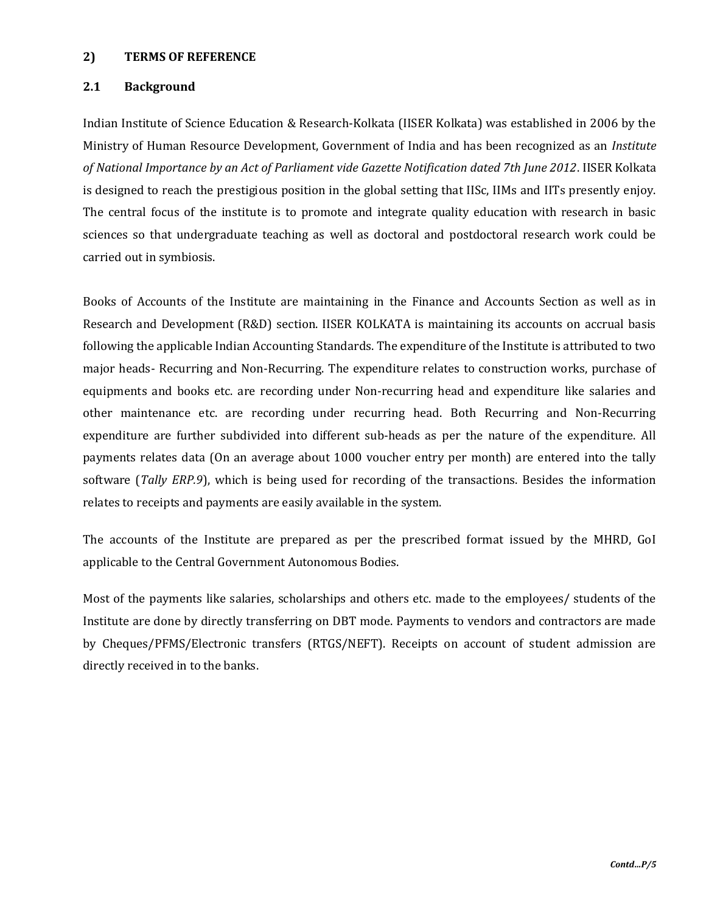## 2) TERMS OF REFERENCE

### 2.1 Background

Indian Institute of Science Education & Research-Kolkata (IISER Kolkata) was established in 2006 by the Ministry of Human Resource Development, Government of India and has been recognized as an *Institute of National Importance by an Act of Parliament vide Gazette Notification dated 7th June 2012*. IISER Kolkata is designed to reach the prestigious position in the global setting that IISc, IIMs and IITs presently enjoy. The central focus of the institute is to promote and integrate quality education with research in basic sciences so that undergraduate teaching as well as doctoral and postdoctoral research work could be carried out in symbiosis.

Books of Accounts of the Institute are maintaining in the Finance and Accounts Section as well as in Research and Development (R&D) section. IISER KOLKATA is maintaining its accounts on accrual basis following the applicable Indian Accounting Standards. The expenditure of the Institute is attributed to two major heads- Recurring and Non-Recurring. The expenditure relates to construction works, purchase of equipments and books etc. are recording under Non-recurring head and expenditure like salaries and other maintenance etc. are recording under recurring head. Both Recurring and Non-Recurring expenditure are further subdivided into different sub-heads as per the nature of the expenditure. All payments relates data (On an average about 1000 voucher entry per month) are entered into the tally software (*Tally ERP.9*), which is being used for recording of the transactions. Besides the information relates to receipts and payments are easily available in the system.

The accounts of the Institute are prepared as per the prescribed format issued by the MHRD, GoI applicable to the Central Government Autonomous Bodies.

Most of the payments like salaries, scholarships and others etc. made to the employees/ students of the Institute are done by directly transferring on DBT mode. Payments to vendors and contractors are made by Cheques/PFMS/Electronic transfers (RTGS/NEFT). Receipts on account of student admission are directly received in to the banks.

***Contd...P/5***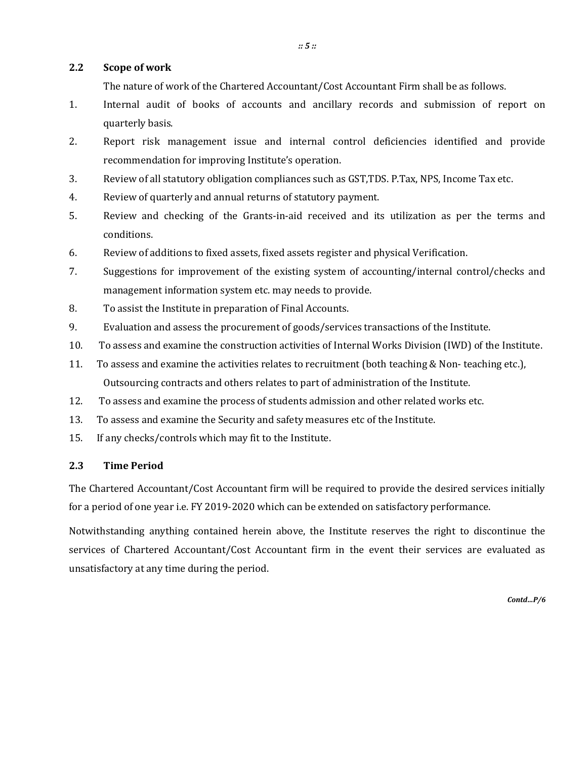## 2.2 Scope of work

The nature of work of the Chartered Accountant/Cost Accountant Firm shall be as follows.

1. Internal audit of books of accounts and ancillary records and submission of report on quarterly basis.
2. Report risk management issue and internal control deficiencies identified and provide recommendation for improving Institute's operation.
3. Review of all statutory obligation compliances such as GST,TDS. P.Tax, NPS, Income Tax etc.
4. Review of quarterly and annual returns of statutory payment.
5. Review and checking of the Grants-in-aid received and its utilization as per the terms and conditions.
6. Review of additions to fixed assets, fixed assets register and physical Verification.
7. Suggestions for improvement of the existing system of accounting/internal control/checks and management information system etc. may needs to provide.
8. To assist the Institute in preparation of Final Accounts.
9. Evaluation and assess the procurement of goods/services transactions of the Institute.
10. To assess and examine the construction activities of Internal Works Division (IWD) of the Institute.
11. To assess and examine the activities relates to recruitment (both teaching & Non- teaching etc.), Outsourcing contracts and others relates to part of administration of the Institute.
12. To assess and examine the process of students admission and other related works etc.
13. To assess and examine the Security and safety measures etc of the Institute.

15. If any checks/controls which may fit to the Institute.

## 2.3 Time Period

The Chartered Accountant/Cost Accountant firm will be required to provide the desired services initially for a period of one year i.e. FY 2019-2020 which can be extended on satisfactory performance.

Notwithstanding anything contained herein above, the Institute reserves the right to discontinue the services of Chartered Accountant/Cost Accountant firm in the event their services are evaluated as unsatisfactory at any time during the period.

*Contd...P/6*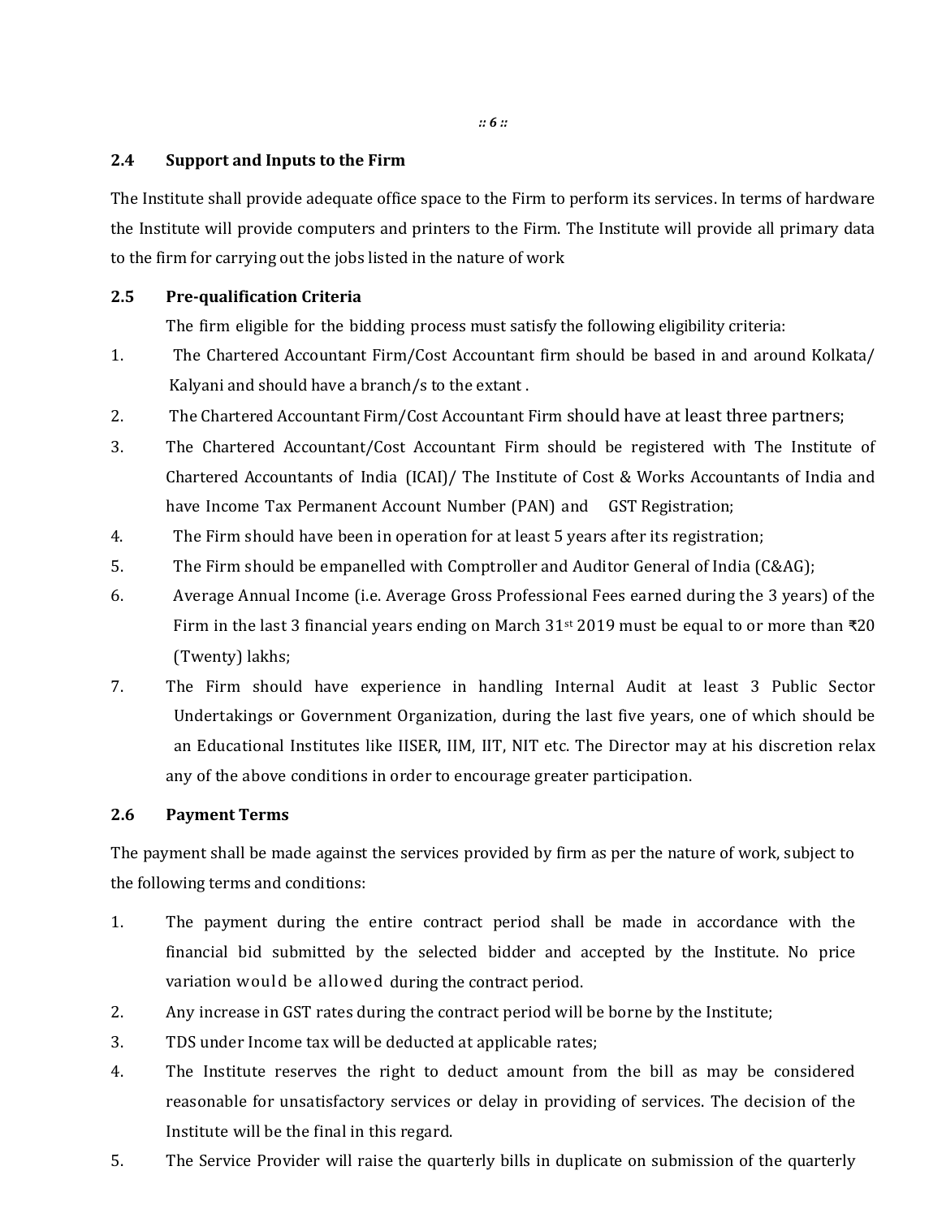## 2.4 Support and Inputs to the Firm

The Institute shall provide adequate office space to the Firm to perform its services. In terms of hardware the Institute will provide computers and printers to the Firm. The Institute will provide all primary data to the firm for carrying out the jobs listed in the nature of work

## 2.5 Pre-qualification Criteria

The firm eligible for the bidding process must satisfy the following eligibility criteria:

1. The Chartered Accountant Firm/Cost Accountant firm should be based in and around Kolkata/ Kalyani and should have a branch/s to the extant .
2. The Chartered Accountant Firm/Cost Accountant Firm should have at least three partners;
3. The Chartered Accountant/Cost Accountant Firm should be registered with The Institute of Chartered Accountants of India (ICAI)/ The Institute of Cost & Works Accountants of India and have Income Tax Permanent Account Number (PAN) and GST Registration;
4. The Firm should have been in operation for at least 5 years after its registration;
5. The Firm should be empanelled with Comptroller and Auditor General of India (C&AG);
6. Average Annual Income (i.e. Average Gross Professional Fees earned during the 3 years) of the Firm in the last 3 financial years ending on March 31st 2019 must be equal to or more than ₹20 (Twenty) lakhs;
7. The Firm should have experience in handling Internal Audit at least 3 Public Sector Undertakings or Government Organization, during the last five years, one of which should be an Educational Institutes like IISER, IIM, IIT, NIT etc. The Director may at his discretion relax any of the above conditions in order to encourage greater participation.

## 2.6 Payment Terms

The payment shall be made against the services provided by firm as per the nature of work, subject to the following terms and conditions:

1. The payment during the entire contract period shall be made in accordance with the financial bid submitted by the selected bidder and accepted by the Institute. No price variation would be allowed during the contract period.
2. Any increase in GST rates during the contract period will be borne by the Institute;
3. TDS under Income tax will be deducted at applicable rates;
4. The Institute reserves the right to deduct amount from the bill as may be considered reasonable for unsatisfactory services or delay in providing of services. The decision of the Institute will be the final in this regard.
5. The Service Provider will raise the quarterly bills in duplicate on submission of the quarterly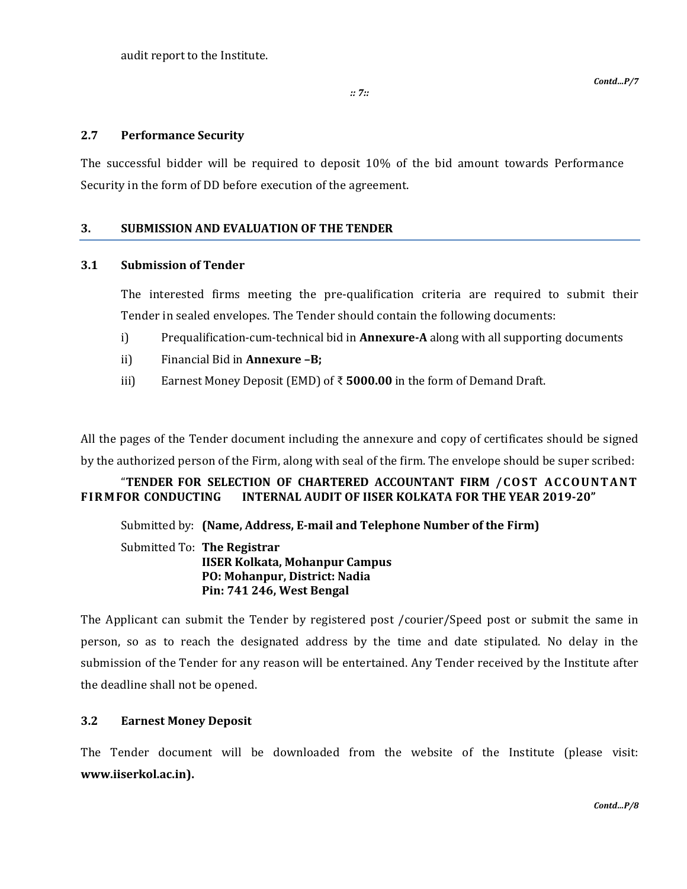audit report to the Institute.

## 2.7 Performance Security

The successful bidder will be required to deposit 10% of the bid amount towards Performance Security in the form of DD before execution of the agreement.

## 3. SUBMISSION AND EVALUATION OF THE TENDER

### 3.1 Submission of Tender

The interested firms meeting the pre-qualification criteria are required to submit their Tender in sealed envelopes. The Tender should contain the following documents:

i) Prequalification-cum-technical bid in **Annexure-A** along with all supporting documents

ii) Financial Bid in **Annexure –B;**

iii) Earnest Money Deposit (EMD) of ₹ **5000.00** in the form of Demand Draft.

All the pages of the Tender document including the annexure and copy of certificates should be signed by the authorized person of the Firm, along with seal of the firm. The envelope should be super scribed:

"**TENDER FOR SELECTION OF CHARTERED ACCOUNTANT FIRM /COST ACCOUNTANT FIRMFOR CONDUCTING INTERNAL AUDIT OF IISER KOLKATA FOR THE YEAR 2019-20"**

Submitted by: **(Name, Address, E-mail and Telephone Number of the Firm)**

Submitted To: **The Registrar**
**IISER Kolkata, Mohanpur Campus**
**PO: Mohanpur, District: Nadia**
**Pin: 741 246, West Bengal**

The Applicant can submit the Tender by registered post /courier/Speed post or submit the same in person, so as to reach the designated address by the time and date stipulated. No delay in the submission of the Tender for any reason will be entertained. Any Tender received by the Institute after the deadline shall not be opened.

### 3.2 Earnest Money Deposit

The Tender document will be downloaded from the website of the Institute (please visit: **www.iiserkol.ac.in).**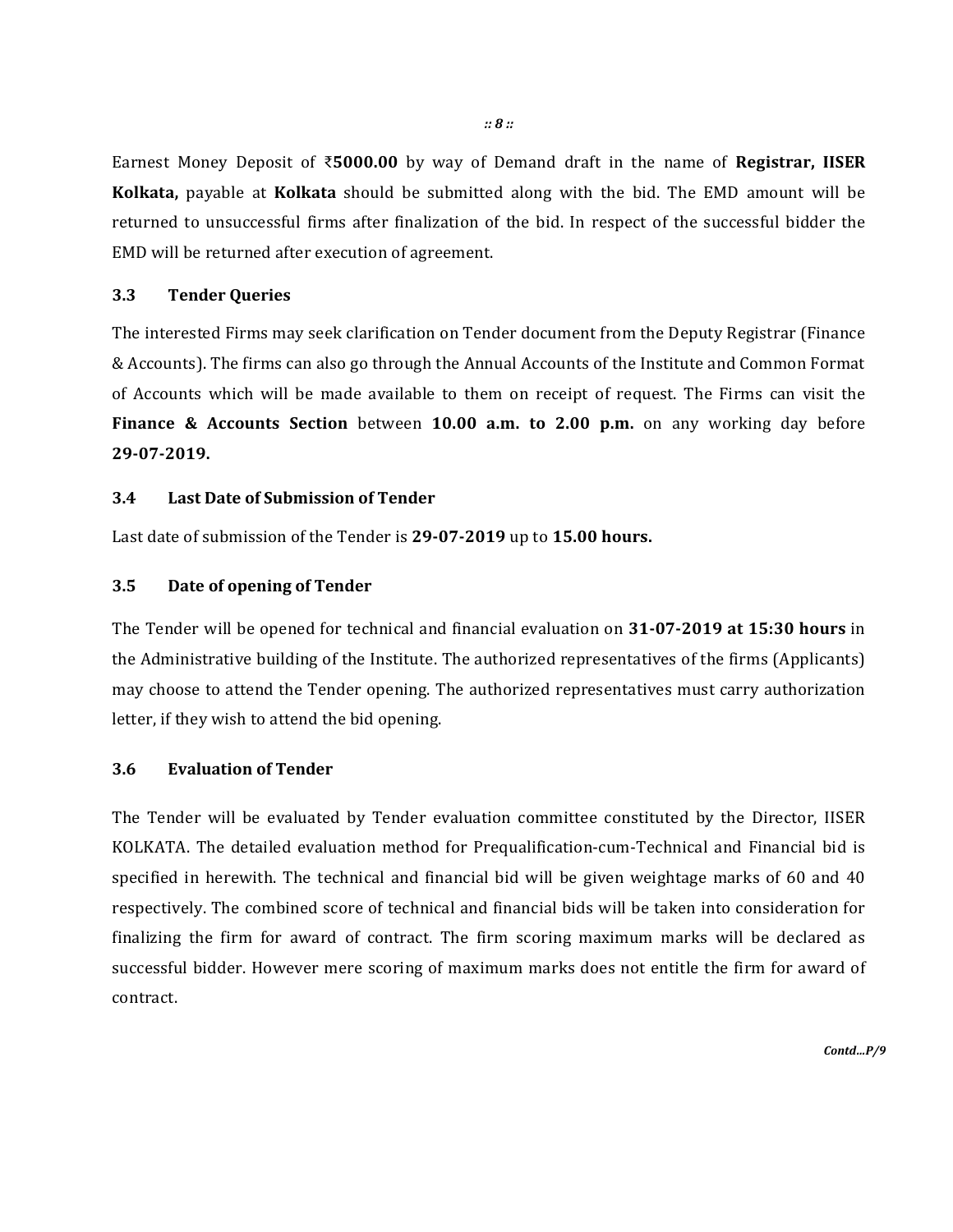Earnest Money Deposit of ₹**5000.00** by way of Demand draft in the name of **Registrar, IISER Kolkata,** payable at **Kolkata** should be submitted along with the bid. The EMD amount will be returned to unsuccessful firms after finalization of the bid. In respect of the successful bidder the EMD will be returned after execution of agreement.

### 3.3 Tender Queries

The interested Firms may seek clarification on Tender document from the Deputy Registrar (Finance & Accounts). The firms can also go through the Annual Accounts of the Institute and Common Format of Accounts which will be made available to them on receipt of request. The Firms can visit the **Finance & Accounts Section** between **10.00 a.m. to 2.00 p.m.** on any working day before **29-07-2019.**

### 3.4 Last Date of Submission of Tender

Last date of submission of the Tender is **29-07-2019** up to **15.00 hours.**

### 3.5 Date of opening of Tender

The Tender will be opened for technical and financial evaluation on **31-07-2019 at 15:30 hours** in the Administrative building of the Institute. The authorized representatives of the firms (Applicants) may choose to attend the Tender opening. The authorized representatives must carry authorization letter, if they wish to attend the bid opening.

### 3.6 Evaluation of Tender

The Tender will be evaluated by Tender evaluation committee constituted by the Director, IISER KOLKATA. The detailed evaluation method for Prequalification-cum-Technical and Financial bid is specified in herewith. The technical and financial bid will be given weightage marks of 60 and 40 respectively. The combined score of technical and financial bids will be taken into consideration for finalizing the firm for award of contract. The firm scoring maximum marks will be declared as successful bidder. However mere scoring of maximum marks does not entitle the firm for award of contract.

*Contd...P/9*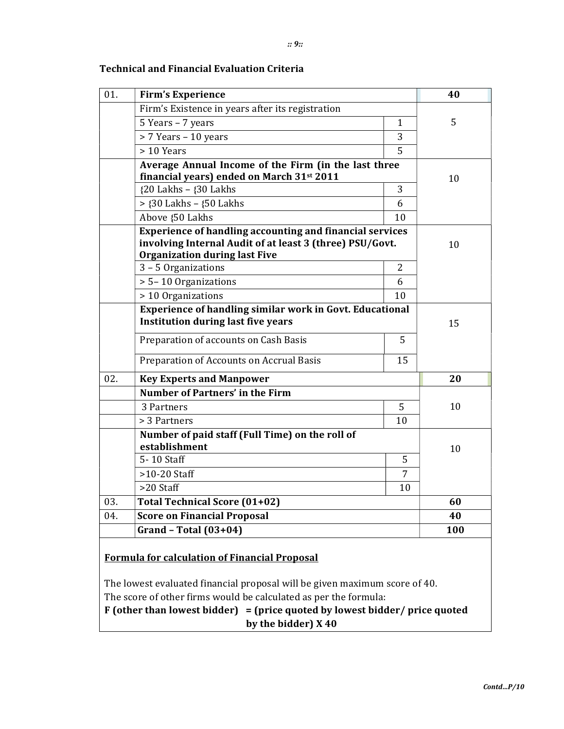### Technical and Financial Evaluation Criteria

| | | | |
|---|---|---|---|
| 01. | **Firm's Experience** | | **40** |
| | Firm's Existence in years after its registration | | 5 |
| | 5 Years – 7 years | 1 | |
| | > 7 Years – 10 years | 3 | |
| | > 10 Years | 5 | |
| | **Average Annual Income of the Firm (in the last three financial years) ended on March 31st 2011** | | 10 |
| | {20 Lakhs – {30 Lakhs | 3 | |
| | > {30 Lakhs – {50 Lakhs | 6 | |
| | Above {50 Lakhs | 10 | |
| | **Experience of handling accounting and financial services involving Internal Audit of at least 3 (three) PSU/Govt. Organization during last Five** | | 10 |
| | 3 – 5 Organizations | 2 | |
| | > 5– 10 Organizations | 6 | |
| | > 10 Organizations | 10 | |
| | **Experience of handling similar work in Govt. Educational Institution during last five years** | | 15 |
| | Preparation of accounts on Cash Basis | 5 | |
| | Preparation of Accounts on Accrual Basis | 15 | |
| 02. | **Key Experts and Manpower** | | **20** |
| | **Number of Partners' in the Firm** | | 10 |
| | 3 Partners | 5 | |
| | > 3 Partners | 10 | |
| | **Number of paid staff (Full Time) on the roll of establishment** | | 10 |
| | 5- 10 Staff | 5 | |
| | >10-20 Staff | 7 | |
| | >20 Staff | 10 | |
| 03. | **Total Technical Score (01+02)** | | **60** |
| 04. | **Score on Financial Proposal** | | **40** |
| | **Grand – Total (03+04)** | | **100** |

**Formula for calculation of Financial Proposal**

The lowest evaluated financial proposal will be given maximum score of 40.
The score of other firms would be calculated as per the formula:

**F (other than lowest bidder) = (price quoted by lowest bidder/ price quoted by the bidder) X 40**

*Contd...P/10*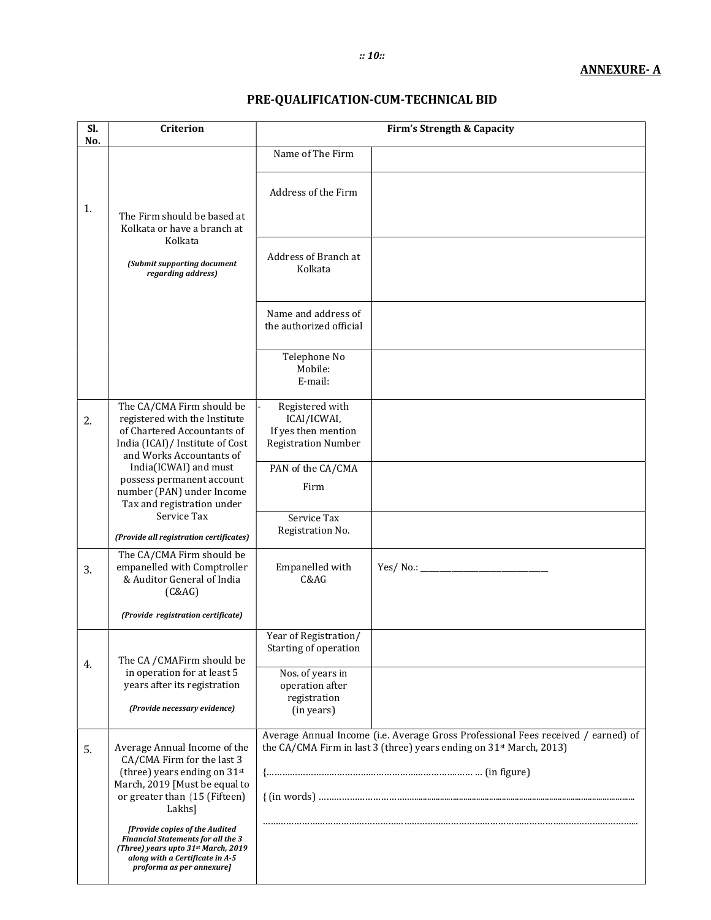**ANNEXURE- A**

## PRE-QUALIFICATION-CUM-TECHNICAL BID

| Sl. No. | Criterion | Firm's Strength & Capacity | |
|---|---|---|---|
| 1. | The Firm should be based at Kolkata or have a branch at Kolkata<br><br>***(Submit supporting document regarding address)*** | Name of The Firm | |
| | | Address of the Firm | |
| | | Address of Branch at Kolkata | |
| | | Name and address of the authorized official | |
| | | Telephone No<br>Mobile:<br>E-mail: | |
| 2. | The CA/CMA Firm should be registered with the Institute of Chartered Accountants of India (ICAI)/ Institute of Cost and Works Accountants of India(ICWAI) and must possess permanent account number (PAN) under Income Tax and registration under Service Tax<br><br>***(Provide all registration certificates)*** | - Registered with ICAI/ICWAI, If yes then mention Registration Number | |
| | | PAN of the CA/CMA Firm | |
| | | Service Tax Registration No. | |
| 3. | The CA/CMA Firm should be empanelled with Comptroller & Auditor General of India (C&AG)<br><br>***(Provide registration certificate)*** | Empanelled with C&AG | Yes/ No.: ______________________________ |
| 4. | The CA /CMAFirm should be in operation for at least 5 years after its registration<br><br>***(Provide necessary evidence)*** | Year of Registration/ Starting of operation | |
| | | Nos. of years in operation after registration (in years) | |
| 5. | Average Annual Income of the CA/CMA Firm for the last 3 (three) years ending on 31st March, 2019 [Must be equal to or greater than {15 (Fifteen) Lakhs]<br><br>***[Provide copies of the Audited Financial Statements for all the 3 (Three) years upto 31st March, 2019 along with a Certificate in A-5 proforma as per annexure]*** | Average Annual Income (i.e. Average Gross Professional Fees received / earned) of the CA/CMA Firm in last 3 (three) years ending on 31st March, 2013)<br><br>{……………………………………………………………… … (in figure)<br><br>{ (in words) ……………………………………………………………………………………<br><br>……………………………………………………………………………………………… | |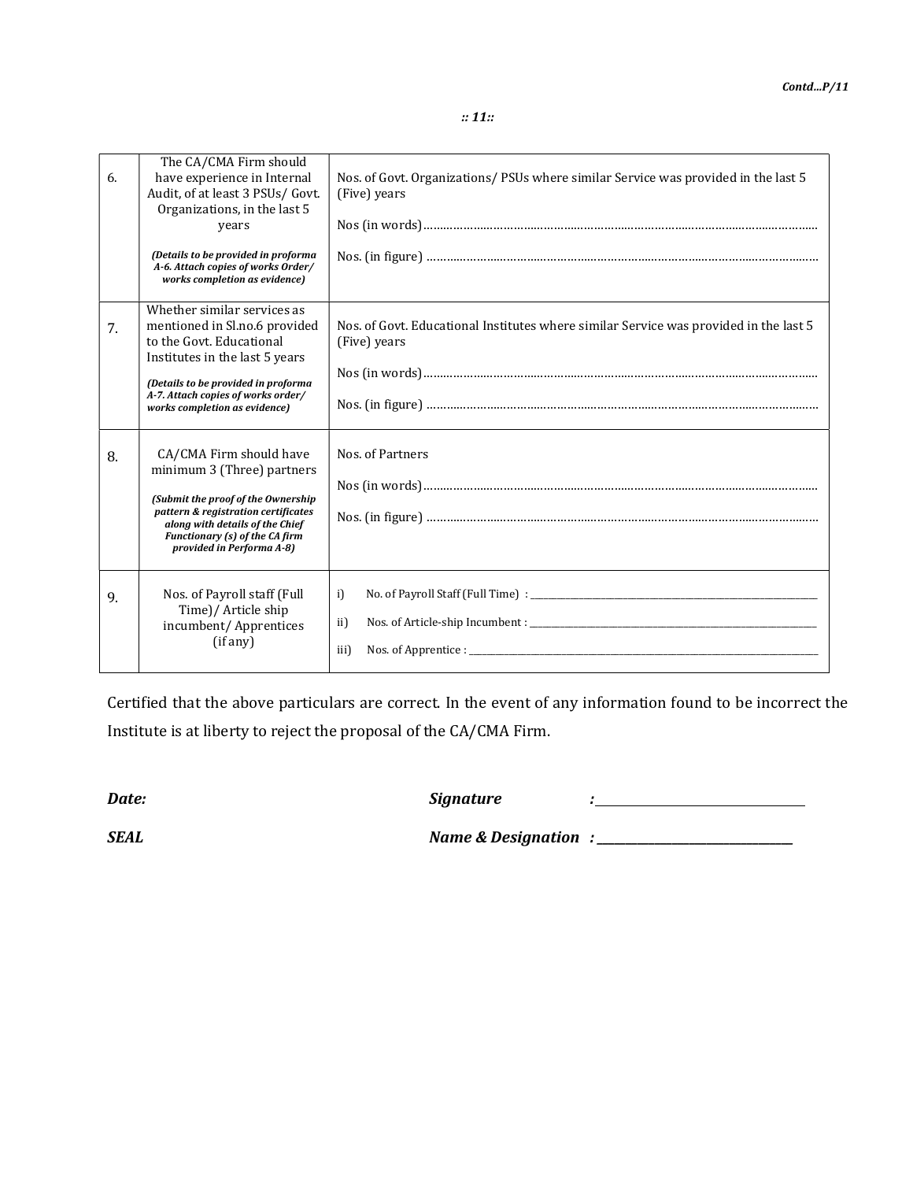| 6. | The CA/CMA Firm should have experience in Internal Audit, of at least 3 PSUs/ Govt. Organizations, in the last 5 years<br><br>***(Details to be provided in proforma A-6. Attach copies of works Order/ works completion as evidence)*** | Nos. of Govt. Organizations/ PSUs where similar Service was provided in the last 5 (Five) years<br><br>Nos (in words)……………………………………………………………………………<br><br>Nos. (in figure) …………………………………………………………………………… |
|---|---|---|
| 7. | Whether similar services as mentioned in Sl.no.6 provided to the Govt. Educational Institutes in the last 5 years<br><br>***(Details to be provided in proforma A-7. Attach copies of works order/ works completion as evidence)*** | Nos. of Govt. Educational Institutes where similar Service was provided in the last 5 (Five) years<br><br>Nos (in words)……………………………………………………………………………<br><br>Nos. (in figure) …………………………………………………………………………… |
| 8. | CA/CMA Firm should have minimum 3 (Three) partners<br><br>***(Submit the proof of the Ownership pattern & registration certificates along with details of the Chief Functionary (s) of the CA firm provided in Performa A-8)*** | Nos. of Partners<br><br>Nos (in words)……………………………………………………………………………<br><br>Nos. (in figure) …………………………………………………………………………… |
| 9. | Nos. of Payroll staff (Full Time)/ Article ship incumbent/ Apprentices (if any) | i) No. of Payroll Staff (Full Time) : ____________________<br><br>ii) Nos. of Article-ship Incumbent : ____________________<br><br>iii) Nos. of Apprentice : ____________________ |

Certified that the above particulars are correct. In the event of any information found to be incorrect the Institute is at liberty to reject the proposal of the CA/CMA Firm.

***Date:*** ***Signature :*** ____________________

***SEAL*** ***Name & Designation :*** ____________________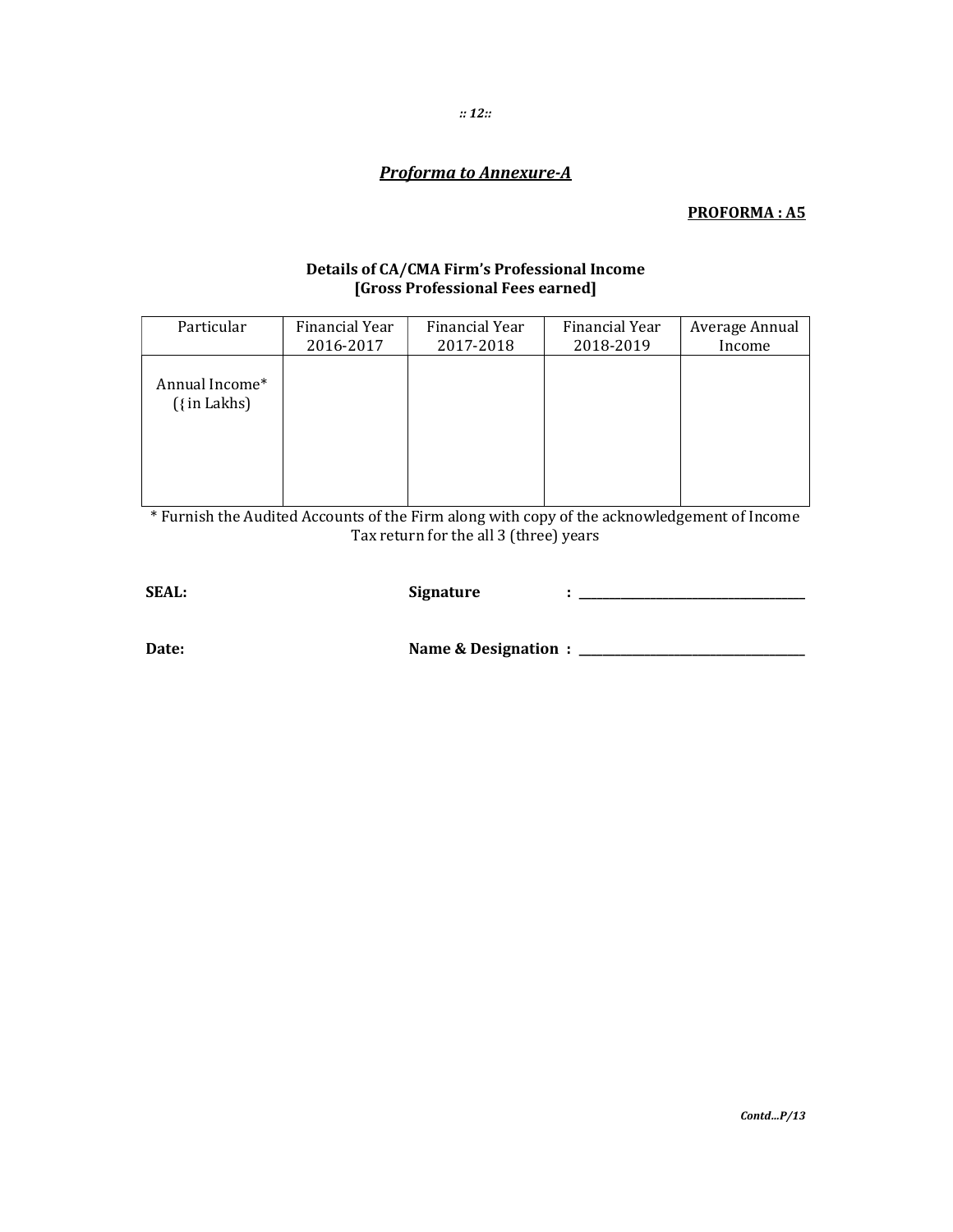***Proforma to Annexure-A***

**PROFORMA : A5**

**Details of CA/CMA Firm's Professional Income**
**[Gross Professional Fees earned]**

| Particular | Financial Year 2016-2017 | Financial Year 2017-2018 | Financial Year 2018-2019 | Average Annual Income |
|---|---|---|---|---|
| Annual Income* ({ in Lakhs) | | | | |

* Furnish the Audited Accounts of the Firm along with copy of the acknowledgement of Income Tax return for the all 3 (three) years

**SEAL:** **Signature :** ______________________________

**Date:** **Name & Designation :** ______________________________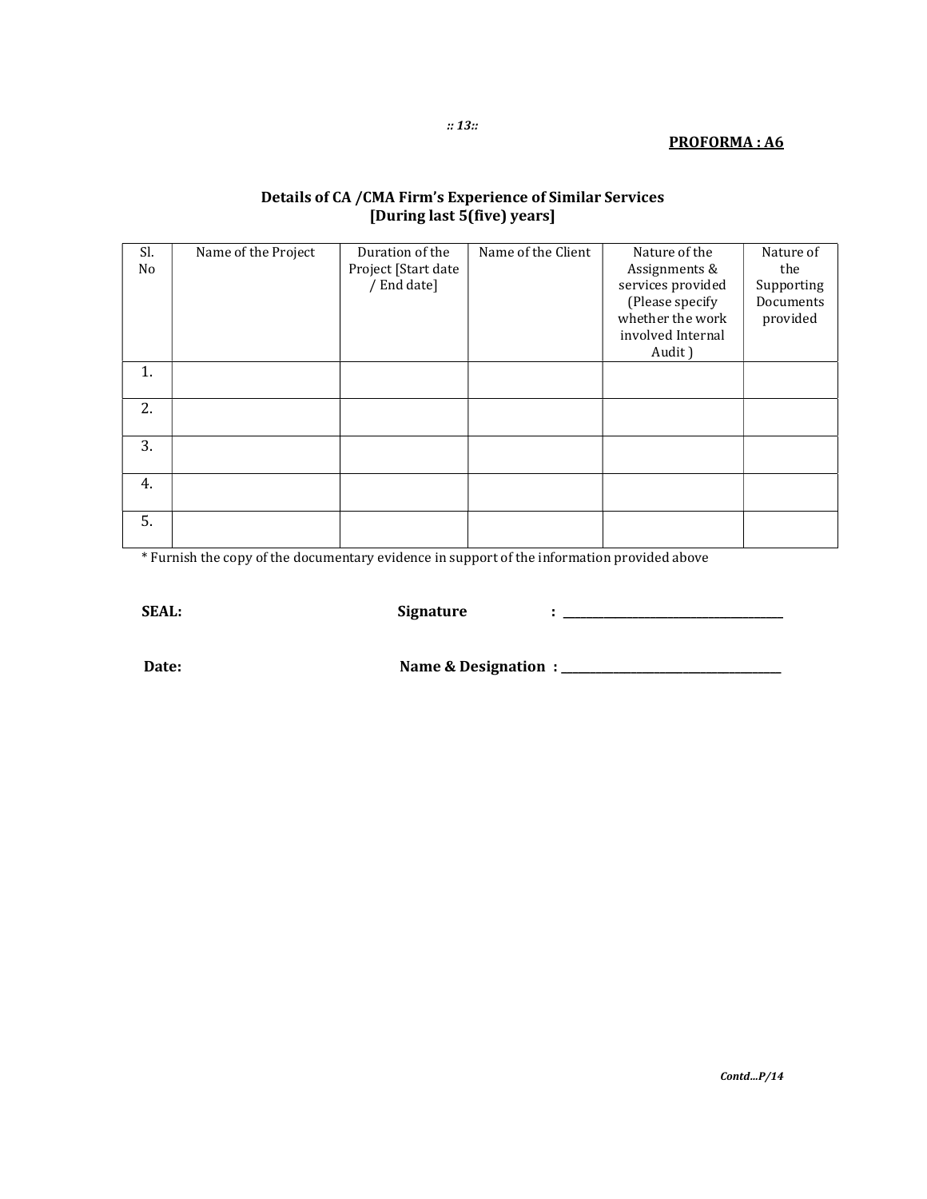**PROFORMA : A6**

## Details of CA /CMA Firm's Experience of Similar Services [During last 5(five) years]

| Sl. No | Name of the Project | Duration of the Project [Start date / End date] | Name of the Client | Nature of the Assignments & services provided (Please specify whether the work involved Internal Audit ) | Nature of the Supporting Documents provided |
|---|---|---|---|---|---|
| 1. | | | | | |
| 2. | | | | | |
| 3. | | | | | |
| 4. | | | | | |
| 5. | | | | | |

* Furnish the copy of the documentary evidence in support of the information provided above

**SEAL:** **Signature** : ___________________________________

**Date:** **Name & Designation** : ___________________________________

*Contd...P/14*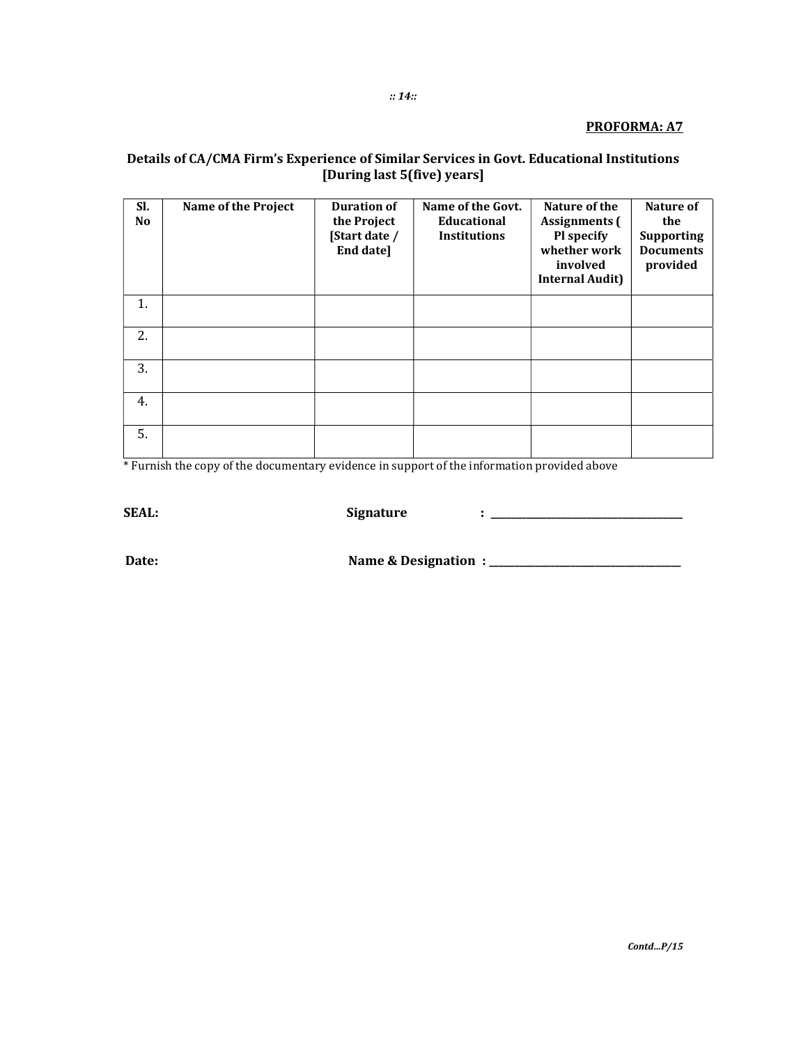**PROFORMA: A7**

**Details of CA/CMA Firm's Experience of Similar Services in Govt. Educational Institutions [During last 5(five) years]**

| Sl. No | Name of the Project | Duration of the Project [Start date / End date] | Name of the Govt. Educational Institutions | Nature of the Assignments ( Pl specify whether work involved Internal Audit) | Nature of the Supporting Documents provided |
|---|---|---|---|---|---|
| 1. | | | | | |
| 2. | | | | | |
| 3. | | | | | |
| 4. | | | | | |
| 5. | | | | | |

* Furnish the copy of the documentary evidence in support of the information provided above

**SEAL:** **Signature** : ___________________________

**Date:** **Name & Designation** : ___________________________

*Contd...P/15*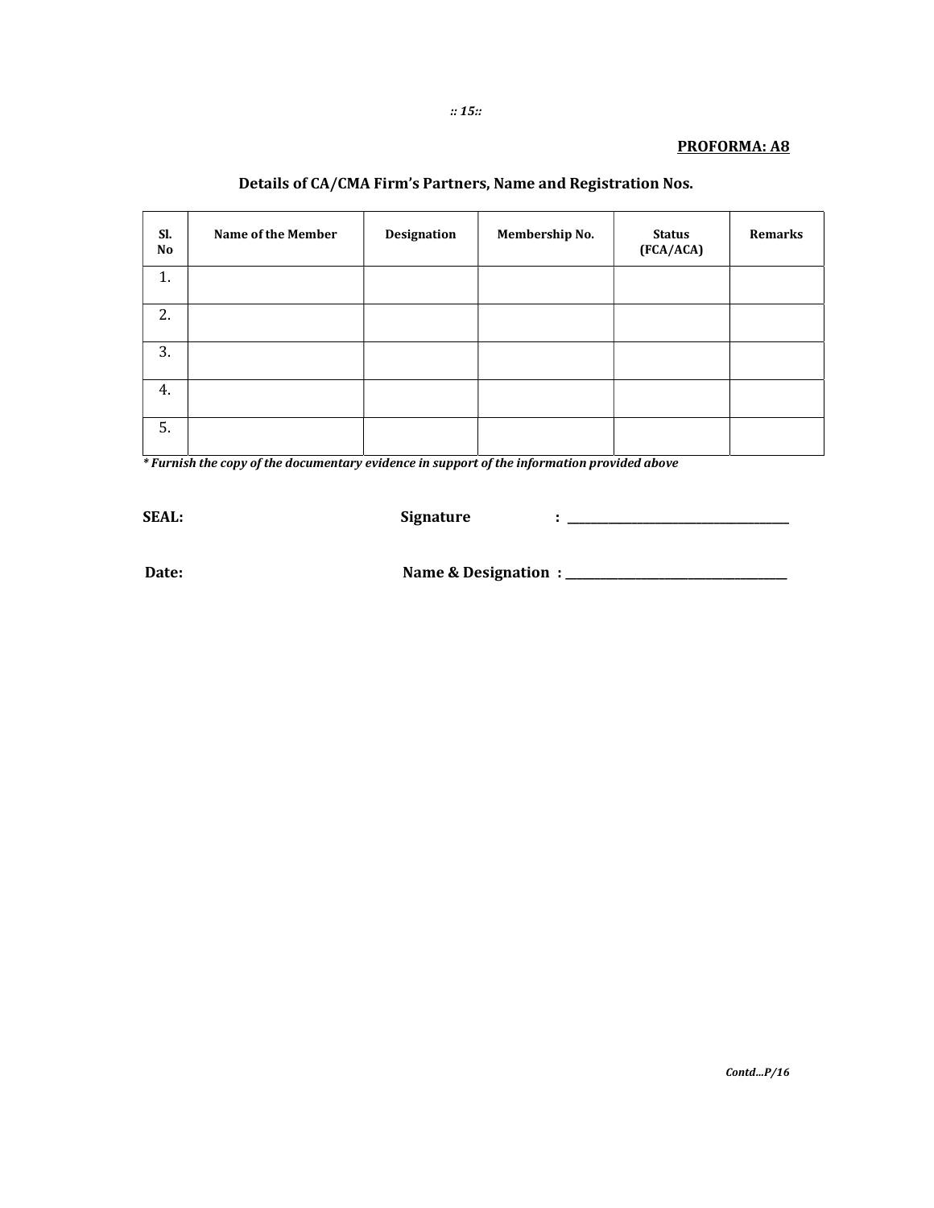**PROFORMA: A8**

## Details of CA/CMA Firm's Partners, Name and Registration Nos.

| Sl. No | Name of the Member | Designation | Membership No. | Status (FCA/ACA) | Remarks |
|---|---|---|---|---|---|
| 1. | | | | | |
| 2. | | | | | |
| 3. | | | | | |
| 4. | | | | | |
| 5. | | | | | |

*\* Furnish the copy of the documentary evidence in support of the information provided above*

**SEAL:** **Signature** : ______________________________________

**Date:** **Name & Designation** : ______________________________________

*Contd...P/16*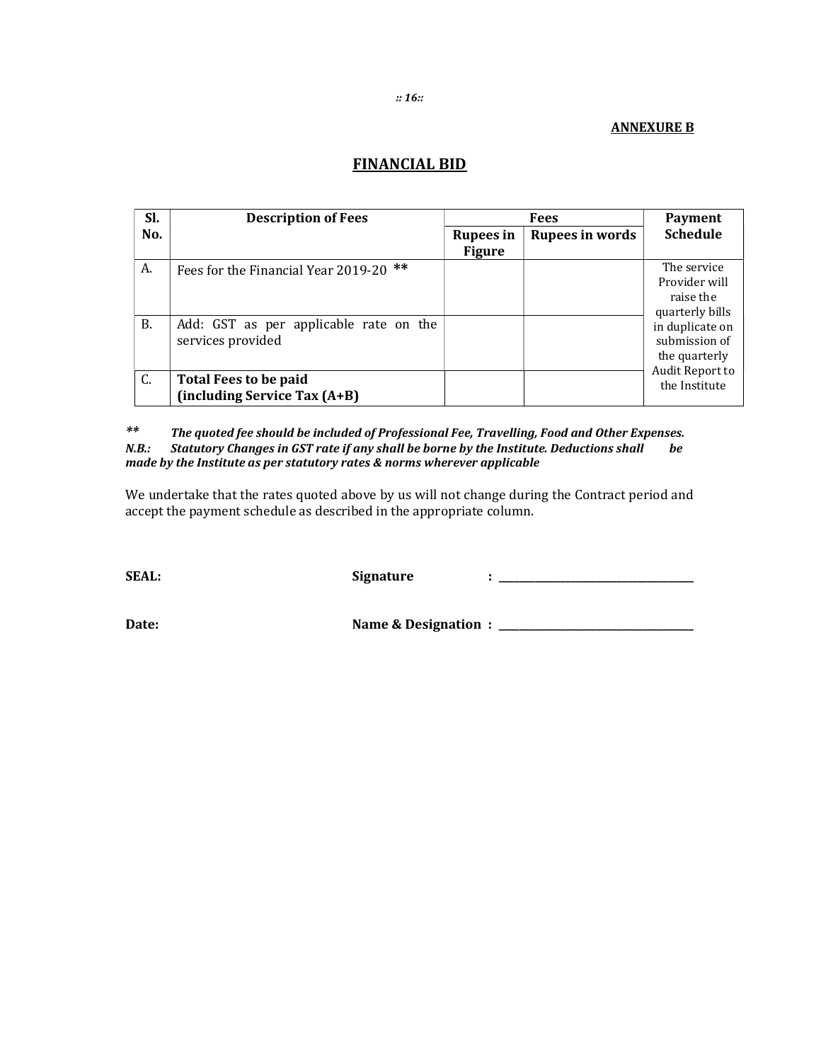**ANNEXURE B**

## FINANCIAL BID

| Sl. No. | Description of Fees | Fees | | Payment Schedule |
|---|---|---|---|---|
| | | Rupees in Figure | Rupees in words | |
| A. | Fees for the Financial Year 2019-20 ** | | | The service Provider will raise the quarterly bills in duplicate on submission of the quarterly Audit Report to the Institute |
| B. | Add: GST as per applicable rate on the services provided | | | |
| C. | **Total Fees to be paid (including Service Tax (A+B)** | | | |

***\*\* The quoted fee should be included of Professional Fee, Travelling, Food and Other Expenses.***
***N.B.: Statutory Changes in GST rate if any shall be borne by the Institute. Deductions shall be made by the Institute as per statutory rates & norms wherever applicable***

We undertake that the rates quoted above by us will not change during the Contract period and accept the payment schedule as described in the appropriate column.

**SEAL:** **Signature** : ______________________

**Date:** **Name & Designation** : ______________________